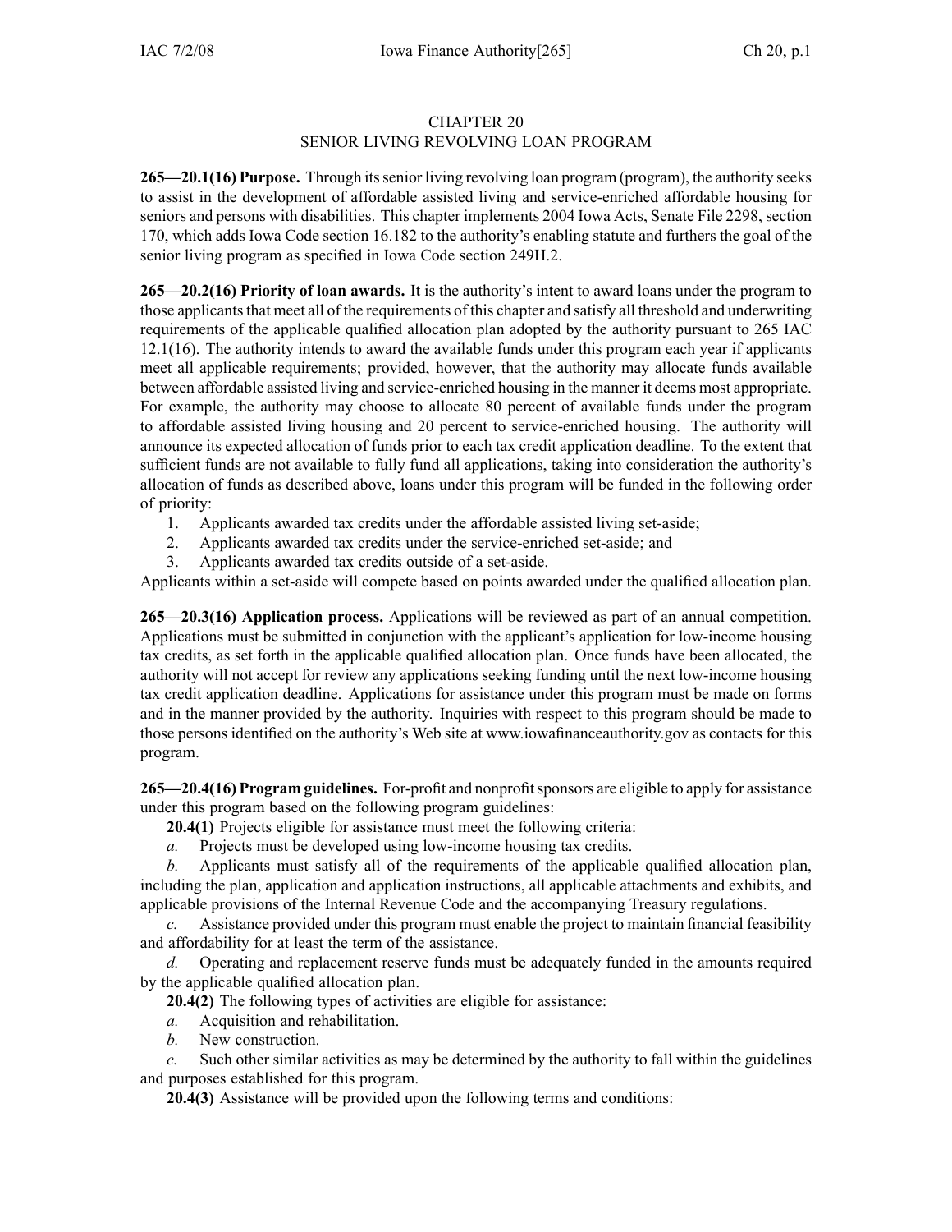# CHAPTER 20
## SENIOR LIVING REVOLVING LOAN PROGRAM

**265—20.1(16) Purpose.** Through its senior living revolving loan program (program), the authority seeks to assist in the development of affordable assisted living and service-enriched affordable housing for seniors and persons with disabilities. This chapter implements 2004 Iowa Acts, Senate File 2298, section 170, which adds Iowa Code section 16.182 to the authority's enabling statute and furthers the goal of the senior living program as specified in Iowa Code section 249H.2.

**265—20.2(16) Priority of loan awards.** It is the authority's intent to award loans under the program to those applicants that meet all of the requirements of this chapter and satisfy all threshold and underwriting requirements of the applicable qualified allocation plan adopted by the authority pursuant to 265 IAC 12.1(16). The authority intends to award the available funds under this program each year if applicants meet all applicable requirements; provided, however, that the authority may allocate funds available between affordable assisted living and service-enriched housing in the manner it deems most appropriate. For example, the authority may choose to allocate 80 percent of available funds under the program to affordable assisted living housing and 20 percent to service-enriched housing. The authority will announce its expected allocation of funds prior to each tax credit application deadline. To the extent that sufficient funds are not available to fully fund all applications, taking into consideration the authority's allocation of funds as described above, loans under this program will be funded in the following order of priority:

1. Applicants awarded tax credits under the affordable assisted living set-aside;
2. Applicants awarded tax credits under the service-enriched set-aside; and
3. Applicants awarded tax credits outside of a set-aside.

Applicants within a set-aside will compete based on points awarded under the qualified allocation plan.

**265—20.3(16) Application process.** Applications will be reviewed as part of an annual competition. Applications must be submitted in conjunction with the applicant's application for low-income housing tax credits, as set forth in the applicable qualified allocation plan. Once funds have been allocated, the authority will not accept for review any applications seeking funding until the next low-income housing tax credit application deadline. Applications for assistance under this program must be made on forms and in the manner provided by the authority. Inquiries with respect to this program should be made to those persons identified on the authority's Web site at www.iowafinanceauthority.gov as contacts for this program.

**265—20.4(16) Program guidelines.** For-profit and nonprofit sponsors are eligible to apply for assistance under this program based on the following program guidelines:

**20.4(1)** Projects eligible for assistance must meet the following criteria:

*a.* Projects must be developed using low-income housing tax credits.

*b.* Applicants must satisfy all of the requirements of the applicable qualified allocation plan, including the plan, application and application instructions, all applicable attachments and exhibits, and applicable provisions of the Internal Revenue Code and the accompanying Treasury regulations.

*c.* Assistance provided under this program must enable the project to maintain financial feasibility and affordability for at least the term of the assistance.

*d.* Operating and replacement reserve funds must be adequately funded in the amounts required by the applicable qualified allocation plan.

**20.4(2)** The following types of activities are eligible for assistance:

*a.* Acquisition and rehabilitation.

*b.* New construction.

*c.* Such other similar activities as may be determined by the authority to fall within the guidelines and purposes established for this program.

**20.4(3)** Assistance will be provided upon the following terms and conditions: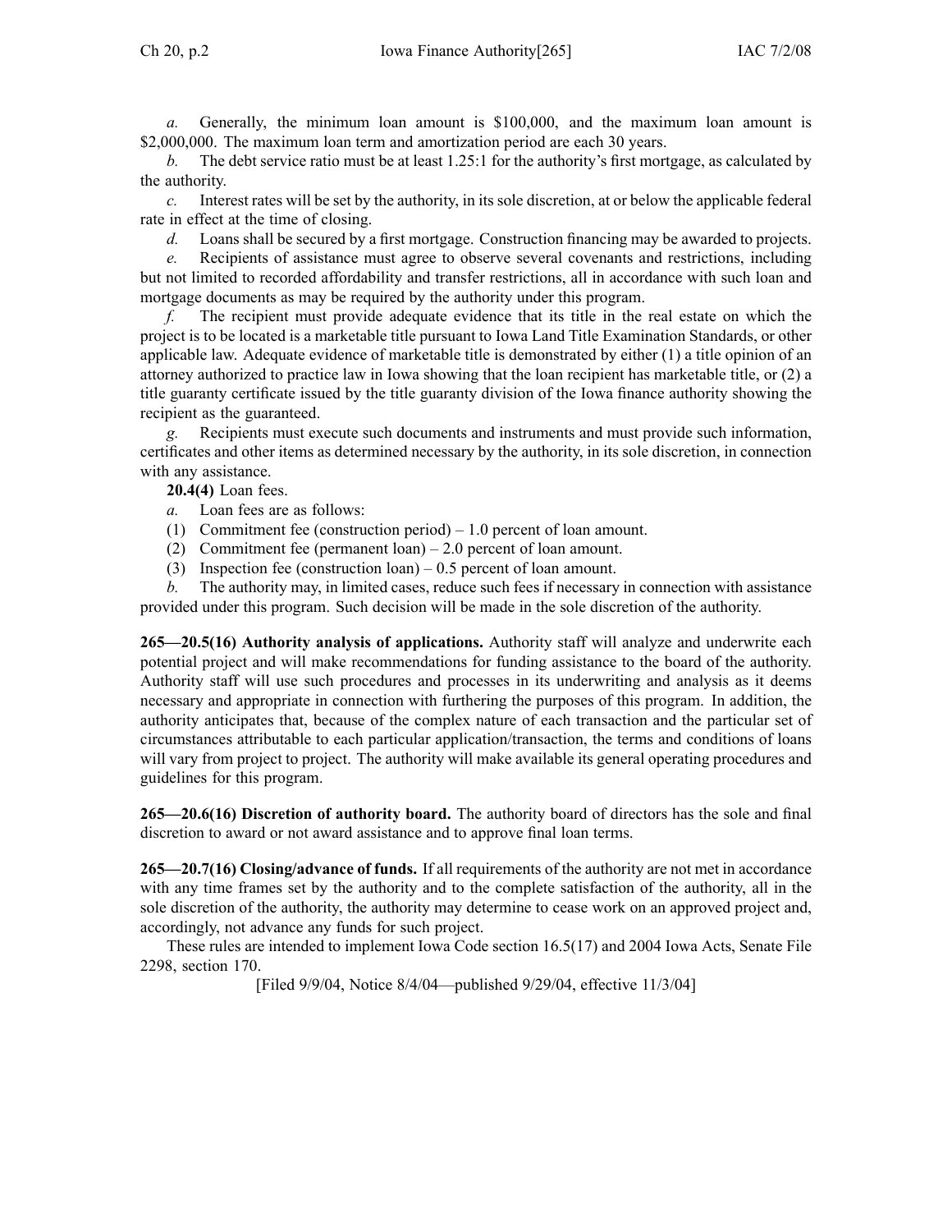*a.* Generally, the minimum loan amount is $100,000, and the maximum loan amount is $2,000,000. The maximum loan term and amortization period are each 30 years.

*b.* The debt service ratio must be at least 1.25:1 for the authority's first mortgage, as calculated by the authority.

*c.* Interest rates will be set by the authority, in its sole discretion, at or below the applicable federal rate in effect at the time of closing.

*d.* Loans shall be secured by a first mortgage. Construction financing may be awarded to projects.

*e.* Recipients of assistance must agree to observe several covenants and restrictions, including but not limited to recorded affordability and transfer restrictions, all in accordance with such loan and mortgage documents as may be required by the authority under this program.

*f.* The recipient must provide adequate evidence that its title in the real estate on which the project is to be located is a marketable title pursuant to Iowa Land Title Examination Standards, or other applicable law. Adequate evidence of marketable title is demonstrated by either (1) a title opinion of an attorney authorized to practice law in Iowa showing that the loan recipient has marketable title, or (2) a title guaranty certificate issued by the title guaranty division of the Iowa finance authority showing the recipient as the guaranteed.

*g.* Recipients must execute such documents and instruments and must provide such information, certificates and other items as determined necessary by the authority, in its sole discretion, in connection with any assistance.

**20.4(4)** Loan fees.

*a.* Loan fees are as follows:

(1) Commitment fee (construction period) – 1.0 percent of loan amount.

(2) Commitment fee (permanent loan) – 2.0 percent of loan amount.

(3) Inspection fee (construction loan) – 0.5 percent of loan amount.

*b.* The authority may, in limited cases, reduce such fees if necessary in connection with assistance provided under this program. Such decision will be made in the sole discretion of the authority.

**265—20.5(16) Authority analysis of applications.** Authority staff will analyze and underwrite each potential project and will make recommendations for funding assistance to the board of the authority. Authority staff will use such procedures and processes in its underwriting and analysis as it deems necessary and appropriate in connection with furthering the purposes of this program. In addition, the authority anticipates that, because of the complex nature of each transaction and the particular set of circumstances attributable to each particular application/transaction, the terms and conditions of loans will vary from project to project. The authority will make available its general operating procedures and guidelines for this program.

**265—20.6(16) Discretion of authority board.** The authority board of directors has the sole and final discretion to award or not award assistance and to approve final loan terms.

**265—20.7(16) Closing/advance of funds.** If all requirements of the authority are not met in accordance with any time frames set by the authority and to the complete satisfaction of the authority, all in the sole discretion of the authority, the authority may determine to cease work on an approved project and, accordingly, not advance any funds for such project.

These rules are intended to implement Iowa Code section 16.5(17) and 2004 Iowa Acts, Senate File 2298, section 170.

[Filed 9/9/04, Notice 8/4/04—published 9/29/04, effective 11/3/04]